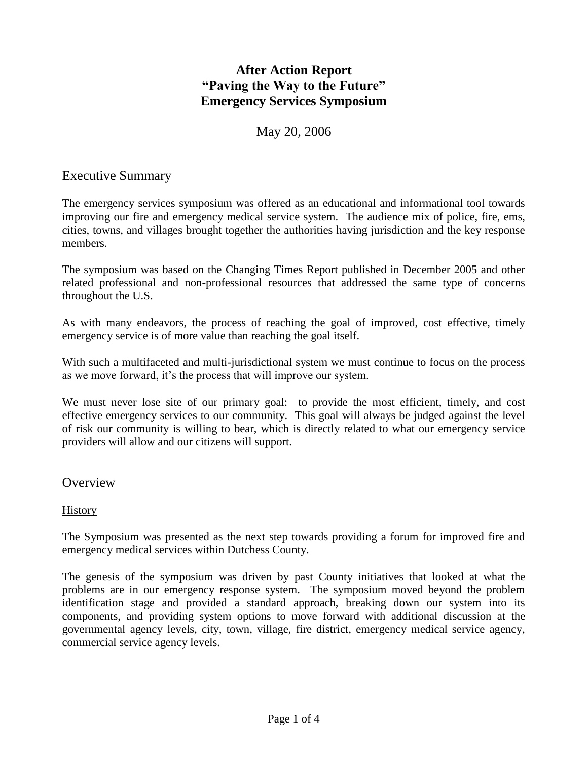# After Action Report
# "Paving the Way to the Future"
# Emergency Services Symposium

May 20, 2006

## Executive Summary

The emergency services symposium was offered as an educational and informational tool towards improving our fire and emergency medical service system. The audience mix of police, fire, ems, cities, towns, and villages brought together the authorities having jurisdiction and the key response members.

The symposium was based on the Changing Times Report published in December 2005 and other related professional and non-professional resources that addressed the same type of concerns throughout the U.S.

As with many endeavors, the process of reaching the goal of improved, cost effective, timely emergency service is of more value than reaching the goal itself.

With such a multifaceted and multi-jurisdictional system we must continue to focus on the process as we move forward, it's the process that will improve our system.

We must never lose site of our primary goal: to provide the most efficient, timely, and cost effective emergency services to our community. This goal will always be judged against the level of risk our community is willing to bear, which is directly related to what our emergency service providers will allow and our citizens will support.

## Overview

### History

The Symposium was presented as the next step towards providing a forum for improved fire and emergency medical services within Dutchess County.

The genesis of the symposium was driven by past County initiatives that looked at what the problems are in our emergency response system. The symposium moved beyond the problem identification stage and provided a standard approach, breaking down our system into its components, and providing system options to move forward with additional discussion at the governmental agency levels, city, town, village, fire district, emergency medical service agency, commercial service agency levels.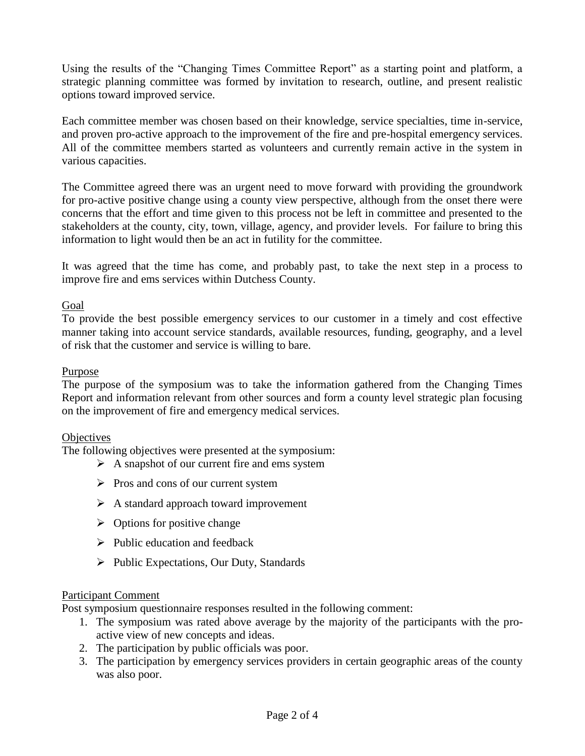Using the results of the "Changing Times Committee Report" as a starting point and platform, a strategic planning committee was formed by invitation to research, outline, and present realistic options toward improved service.

Each committee member was chosen based on their knowledge, service specialties, time in-service, and proven pro-active approach to the improvement of the fire and pre-hospital emergency services. All of the committee members started as volunteers and currently remain active in the system in various capacities.

The Committee agreed there was an urgent need to move forward with providing the groundwork for pro-active positive change using a county view perspective, although from the onset there were concerns that the effort and time given to this process not be left in committee and presented to the stakeholders at the county, city, town, village, agency, and provider levels. For failure to bring this information to light would then be an act in futility for the committee.

It was agreed that the time has come, and probably past, to take the next step in a process to improve fire and ems services within Dutchess County.

## Goal

To provide the best possible emergency services to our customer in a timely and cost effective manner taking into account service standards, available resources, funding, geography, and a level of risk that the customer and service is willing to bare.

## Purpose

The purpose of the symposium was to take the information gathered from the Changing Times Report and information relevant from other sources and form a county level strategic plan focusing on the improvement of fire and emergency medical services.

## Objectives

The following objectives were presented at the symposium:

- A snapshot of our current fire and ems system
- Pros and cons of our current system
- A standard approach toward improvement
- Options for positive change
- Public education and feedback
- Public Expectations, Our Duty, Standards

## Participant Comment

Post symposium questionnaire responses resulted in the following comment:

1. The symposium was rated above average by the majority of the participants with the pro-active view of new concepts and ideas.
2. The participation by public officials was poor.
3. The participation by emergency services providers in certain geographic areas of the county was also poor.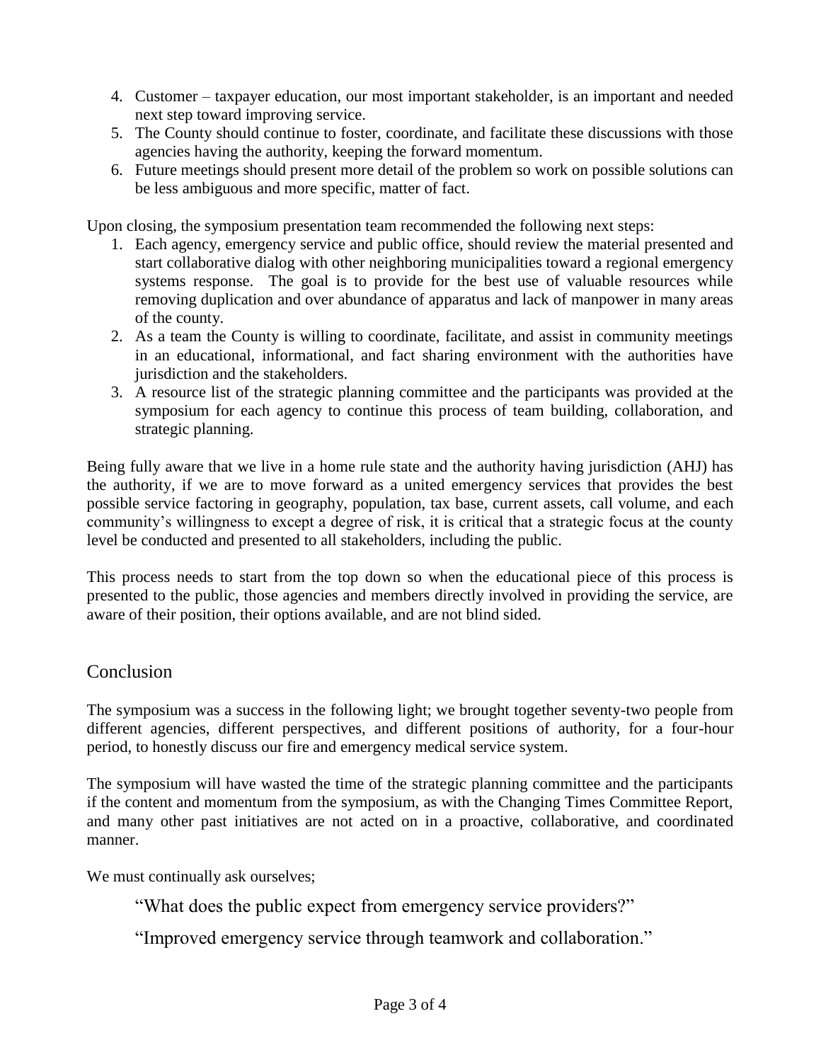4. Customer – taxpayer education, our most important stakeholder, is an important and needed next step toward improving service.
5. The County should continue to foster, coordinate, and facilitate these discussions with those agencies having the authority, keeping the forward momentum.
6. Future meetings should present more detail of the problem so work on possible solutions can be less ambiguous and more specific, matter of fact.

Upon closing, the symposium presentation team recommended the following next steps:

1. Each agency, emergency service and public office, should review the material presented and start collaborative dialog with other neighboring municipalities toward a regional emergency systems response. The goal is to provide for the best use of valuable resources while removing duplication and over abundance of apparatus and lack of manpower in many areas of the county.
2. As a team the County is willing to coordinate, facilitate, and assist in community meetings in an educational, informational, and fact sharing environment with the authorities have jurisdiction and the stakeholders.
3. A resource list of the strategic planning committee and the participants was provided at the symposium for each agency to continue this process of team building, collaboration, and strategic planning.

Being fully aware that we live in a home rule state and the authority having jurisdiction (AHJ) has the authority, if we are to move forward as a united emergency services that provides the best possible service factoring in geography, population, tax base, current assets, call volume, and each community's willingness to except a degree of risk, it is critical that a strategic focus at the county level be conducted and presented to all stakeholders, including the public.

This process needs to start from the top down so when the educational piece of this process is presented to the public, those agencies and members directly involved in providing the service, are aware of their position, their options available, and are not blind sided.

## Conclusion

The symposium was a success in the following light; we brought together seventy-two people from different agencies, different perspectives, and different positions of authority, for a four-hour period, to honestly discuss our fire and emergency medical service system.

The symposium will have wasted the time of the strategic planning committee and the participants if the content and momentum from the symposium, as with the Changing Times Committee Report, and many other past initiatives are not acted on in a proactive, collaborative, and coordinated manner.

We must continually ask ourselves;

> "What does the public expect from emergency service providers?"
>
> "Improved emergency service through teamwork and collaboration."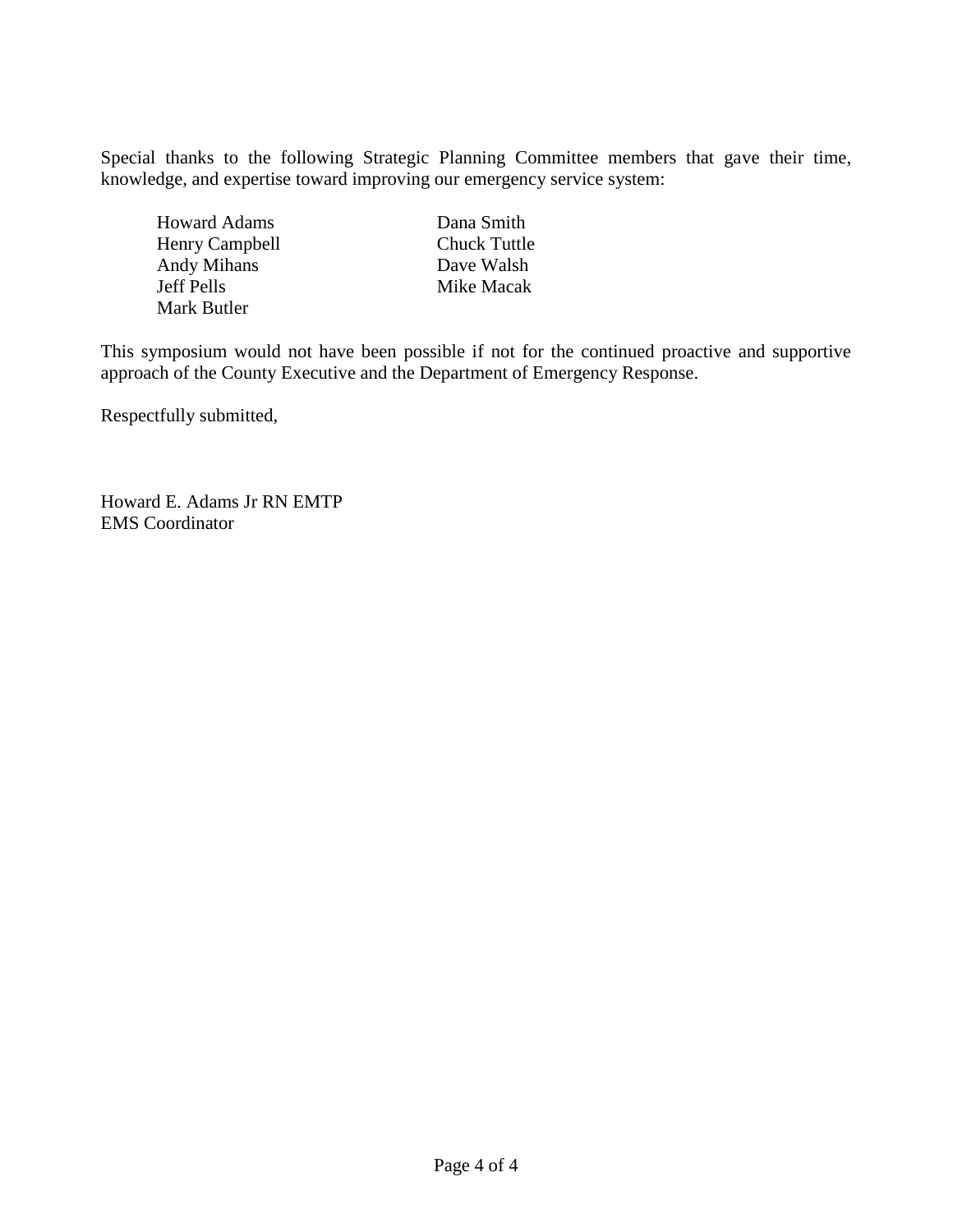Special thanks to the following Strategic Planning Committee members that gave their time, knowledge, and expertise toward improving our emergency service system:

- Howard Adams
- Henry Campbell
- Andy Mihans
- Jeff Pells
- Mark Butler
- Dana Smith
- Chuck Tuttle
- Dave Walsh
- Mike Macak

This symposium would not have been possible if not for the continued proactive and supportive approach of the County Executive and the Department of Emergency Response.

Respectfully submitted,

Howard E. Adams Jr RN EMTP
EMS Coordinator